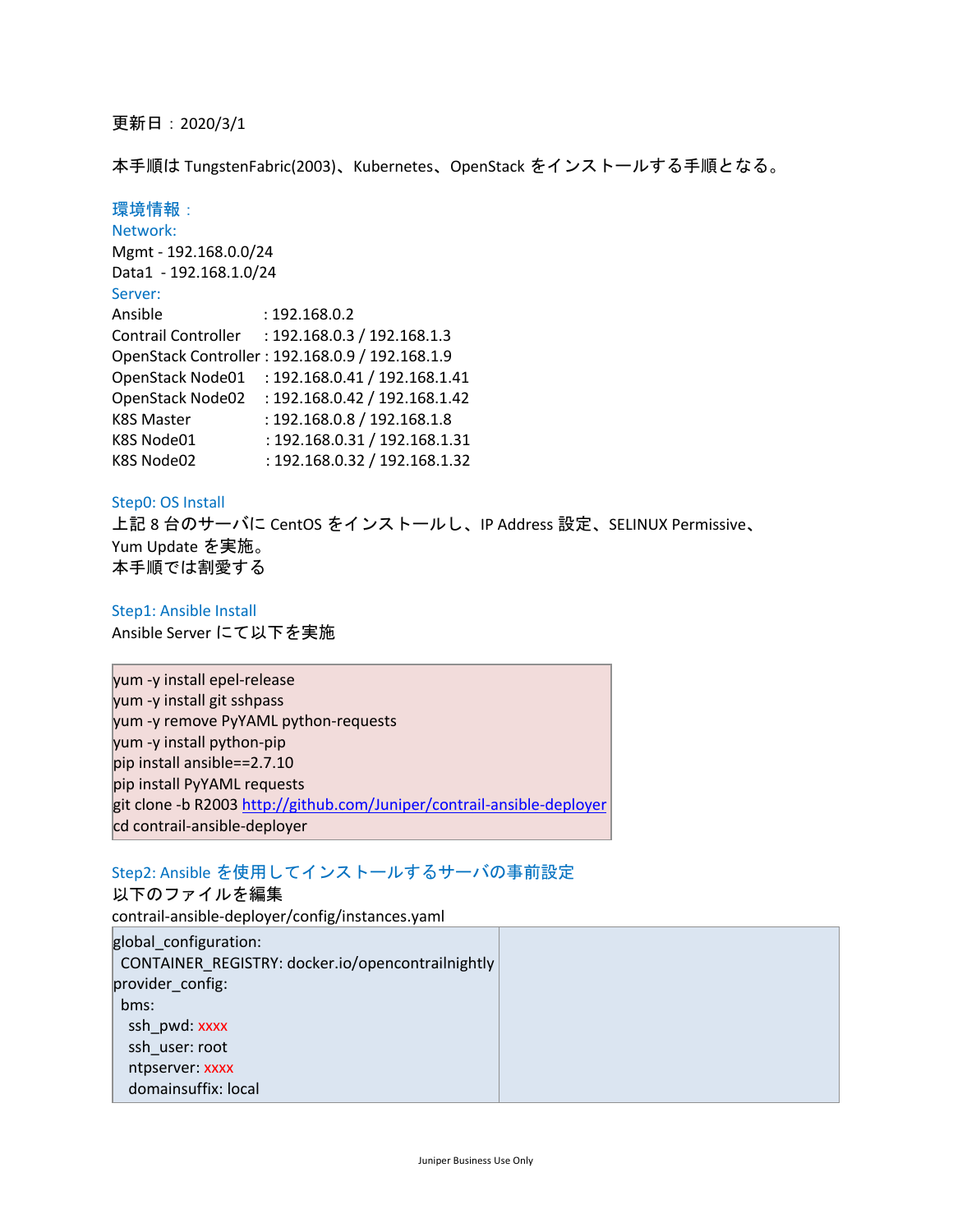更新日：2020/3/1

本手順は TungstenFabric(2003)、Kubernetes、OpenStack をインストールする手順となる。

## 環境情報：

### Network:

Mgmt - 192.168.0.0/24
Data1 - 192.168.1.0/24

### Server:

| | |
|---|---|
| Ansible | : 192.168.0.2 |
| Contrail Controller | : 192.168.0.3 / 192.168.1.3 |
| OpenStack Controller | : 192.168.0.9 / 192.168.1.9 |
| OpenStack Node01 | : 192.168.0.41 / 192.168.1.41 |
| OpenStack Node02 | : 192.168.0.42 / 192.168.1.42 |
| K8S Master | : 192.168.0.8 / 192.168.1.8 |
| K8S Node01 | : 192.168.0.31 / 192.168.1.31 |
| K8S Node02 | : 192.168.0.32 / 192.168.1.32 |

## Step0: OS Install

上記 8 台のサーバに CentOS をインストールし、IP Address 設定、SELINUX Permissive、Yum Update を実施。
本手順では割愛する

## Step1: Ansible Install

Ansible Server にて以下を実施

```
yum -y install epel-release
yum -y install git sshpass
yum -y remove PyYAML python-requests
yum -y install python-pip
pip install ansible==2.7.10
pip install PyYAML requests
git clone -b R2003 http://github.com/Juniper/contrail-ansible-deployer
cd contrail-ansible-deployer
```

## Step2: Ansible を使用してインストールするサーバの事前設定

以下のファイルを編集
contrail-ansible-deployer/config/instances.yaml

```
global_configuration:
  CONTAINER_REGISTRY: docker.io/opencontrailnightly
provider_config:
  bms:
    ssh_pwd: xxxx
    ssh_user: root
    ntpserver: xxxx
    domainsuffix: local
```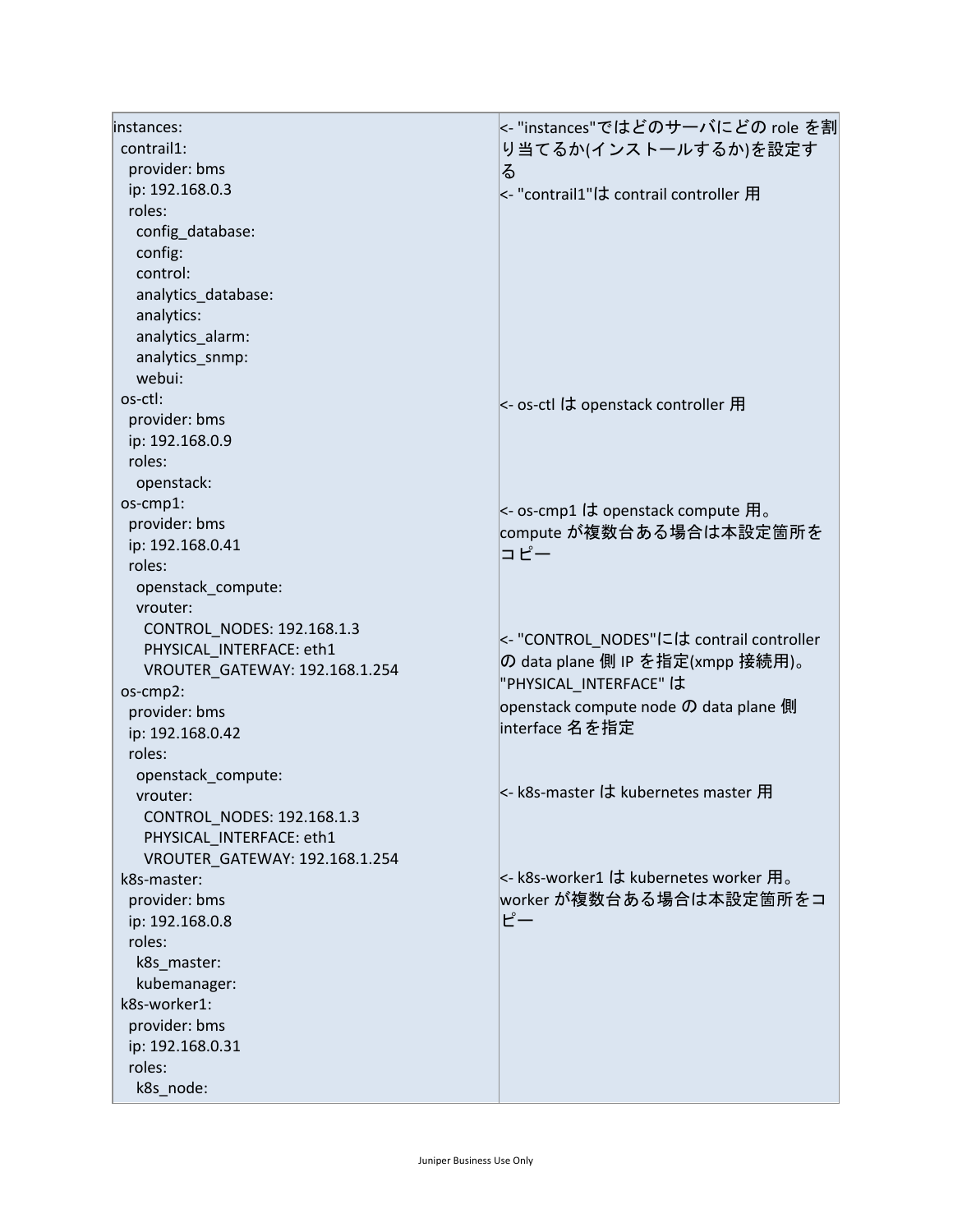| | |
|---|---|
| instances:<br> contrail1:<br>  provider: bms<br>  ip: 192.168.0.3<br>  roles:<br>   config_database:<br>   config:<br>   control:<br>   analytics_database:<br>   analytics:<br>   analytics_alarm:<br>   analytics_snmp:<br>   webui:<br> os-ctl:<br>  provider: bms<br>  ip: 192.168.0.9<br>  roles:<br>   openstack:<br> os-cmp1:<br>  provider: bms<br>  ip: 192.168.0.41<br>  roles:<br>   openstack_compute:<br>   vrouter:<br>    CONTROL_NODES: 192.168.1.3<br>    PHYSICAL_INTERFACE: eth1<br>    VROUTER_GATEWAY: 192.168.1.254<br> os-cmp2:<br>  provider: bms<br>  ip: 192.168.0.42<br>  roles:<br>   openstack_compute:<br>   vrouter:<br>    CONTROL_NODES: 192.168.1.3<br>    PHYSICAL_INTERFACE: eth1<br>    VROUTER_GATEWAY: 192.168.1.254<br> k8s-master:<br>  provider: bms<br>  ip: 192.168.0.8<br>  roles:<br>   k8s_master:<br>   kubemanager:<br> k8s-worker1:<br>  provider: bms<br>  ip: 192.168.0.31<br>  roles:<br>   k8s_node: | <- "instances"ではどのサーバにどの role を割り当てるか(インストールするか)を設定する<br><- "contrail1"は contrail controller 用<br><br><br><br><br><br><br><br><br><br><- os-ctl は openstack controller 用<br><br><br><br><- os-cmp1 は openstack compute 用。compute が複数台ある場合は本設定箇所をコピー<br><br><br><br><- "CONTROL_NODES"には contrail controller の data plane 側 IP を指定(xmpp 接続用)。"PHYSICAL_INTERFACE" は openstack compute node の data plane 側 interface 名を指定<br><br><br><- k8s-master は kubernetes master 用<br><br><br><br><- k8s-worker1 は kubernetes worker 用。worker が複数台ある場合は本設定箇所をコピー |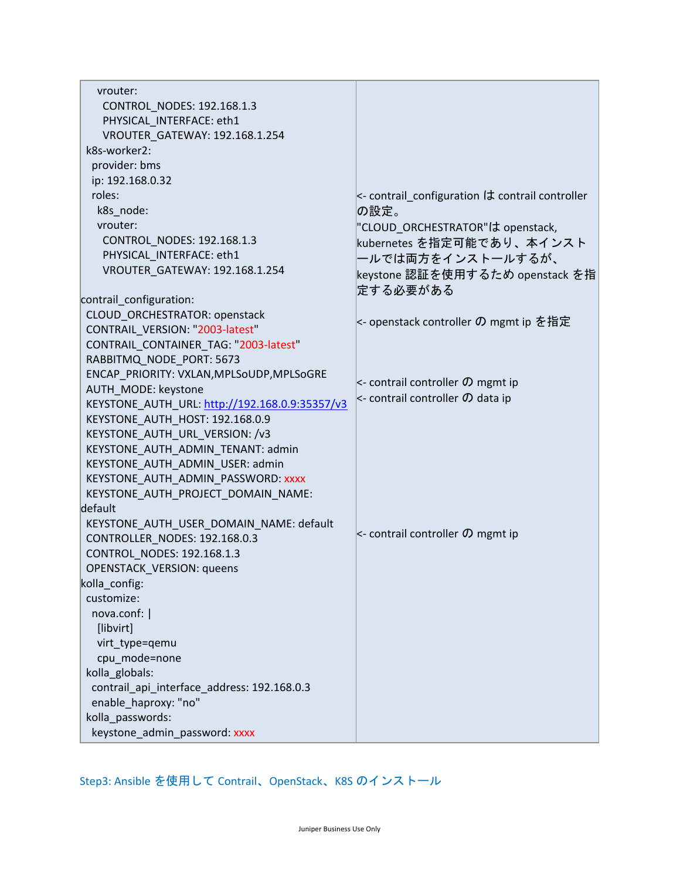| | |
|---|---|
| ```<br>    vrouter:<br>      CONTROL_NODES: 192.168.1.3<br>      PHYSICAL_INTERFACE: eth1<br>      VROUTER_GATEWAY: 192.168.1.254<br>  k8s-worker2:<br>    provider: bms<br>    ip: 192.168.0.32<br>    roles:<br>      k8s_node:<br>      vrouter:<br>        CONTROL_NODES: 192.168.1.3<br>        PHYSICAL_INTERFACE: eth1<br>        VROUTER_GATEWAY: 192.168.1.254<br><br>contrail_configuration:<br>  CLOUD_ORCHESTRATOR: openstack<br>  CONTRAIL_VERSION: "2003-latest"<br>  CONTRAIL_CONTAINER_TAG: "2003-latest"<br>  RABBITMQ_NODE_PORT: 5673<br>  ENCAP_PRIORITY: VXLAN,MPLSoUDP,MPLSoGRE<br>  AUTH_MODE: keystone<br>  KEYSTONE_AUTH_URL: http://192.168.0.9:35357/v3<br>  KEYSTONE_AUTH_HOST: 192.168.0.9<br>  KEYSTONE_AUTH_URL_VERSION: /v3<br>  KEYSTONE_AUTH_ADMIN_TENANT: admin<br>  KEYSTONE_AUTH_ADMIN_USER: admin<br>  KEYSTONE_AUTH_ADMIN_PASSWORD: xxxx<br>  KEYSTONE_AUTH_PROJECT_DOMAIN_NAME: default<br>  KEYSTONE_AUTH_USER_DOMAIN_NAME: default<br>  CONTROLLER_NODES: 192.168.0.3<br>  CONTROL_NODES: 192.168.1.3<br>  OPENSTACK_VERSION: queens<br>kolla_config:<br>  customize:<br>    nova.conf: \|<br>      [libvirt]<br>      virt_type=qemu<br>      cpu_mode=none<br>  kolla_globals:<br>    contrail_api_interface_address: 192.168.0.3<br>    enable_haproxy: "no"<br>  kolla_passwords:<br>    keystone_admin_password: xxxx<br>``` | <- contrail_configuration は contrail controller の設定。<br>"CLOUD_ORCHESTRATOR"は openstack, kubernetes を指定可能であり、本インストールでは両方をインストールするが、keystone 認証を使用するため openstack を指定する必要がある<br><br><- openstack controller の mgmt ip を指定<br><br><- contrail controller の mgmt ip<br><- contrail controller の data ip<br><br><- contrail controller の mgmt ip |

### Step3: Ansible を使用して Contrail、OpenStack、K8S のインストール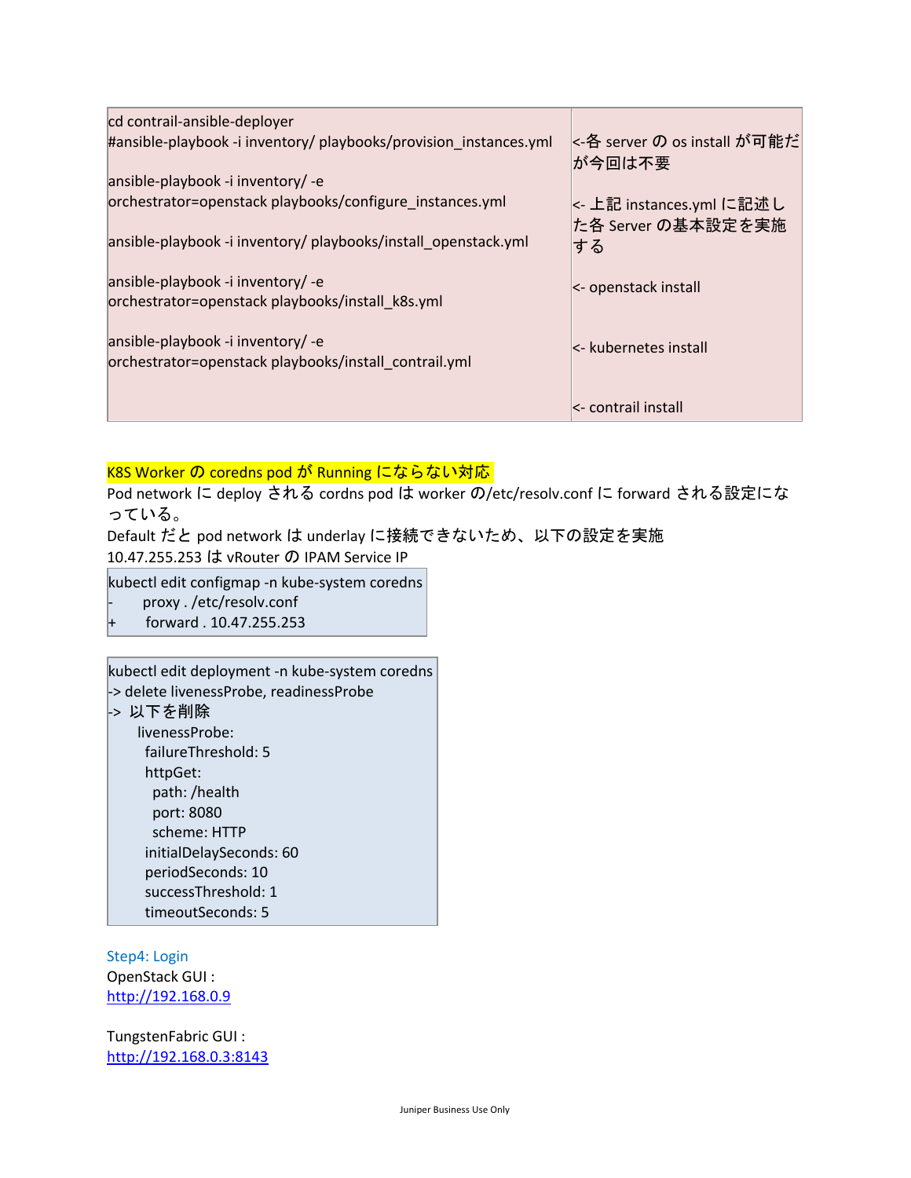| | |
|---|---|
| cd contrail-ansible-deployer<br>#ansible-playbook -i inventory/ playbooks/provision_instances.yml | <-各 server の os install が可能だが今回は不要 |
| ansible-playbook -i inventory/ -e orchestrator=openstack playbooks/configure_instances.yml | <- 上記 instances.yml に記述した各 Server の基本設定を実施する |
| ansible-playbook -i inventory/ playbooks/install_openstack.yml | <- openstack install |
| ansible-playbook -i inventory/ -e orchestrator=openstack playbooks/install_k8s.yml | <- kubernetes install |
| ansible-playbook -i inventory/ -e orchestrator=openstack playbooks/install_contrail.yml | <- contrail install |

**K8S Worker の coredns pod が Running にならない対応**

Pod network に deploy される cordns pod は worker の/etc/resolv.conf に forward される設定になっている。
Default だと pod network は underlay に接続できないため、以下の設定を実施
10.47.255.253 は vRouter の IPAM Service IP

```
kubectl edit configmap -n kube-system coredns
-       proxy . /etc/resolv.conf
+       forward . 10.47.255.253
```

```
kubectl edit deployment -n kube-system coredns
-> delete livenessProbe, readinessProbe
-> 以下を削除
      livenessProbe:
        failureThreshold: 5
        httpGet:
          path: /health
          port: 8080
          scheme: HTTP
        initialDelaySeconds: 60
        periodSeconds: 10
        successThreshold: 1
        timeoutSeconds: 5
```

### Step4: Login

OpenStack GUI :
http://192.168.0.9

TungstenFabric GUI :
http://192.168.0.3:8143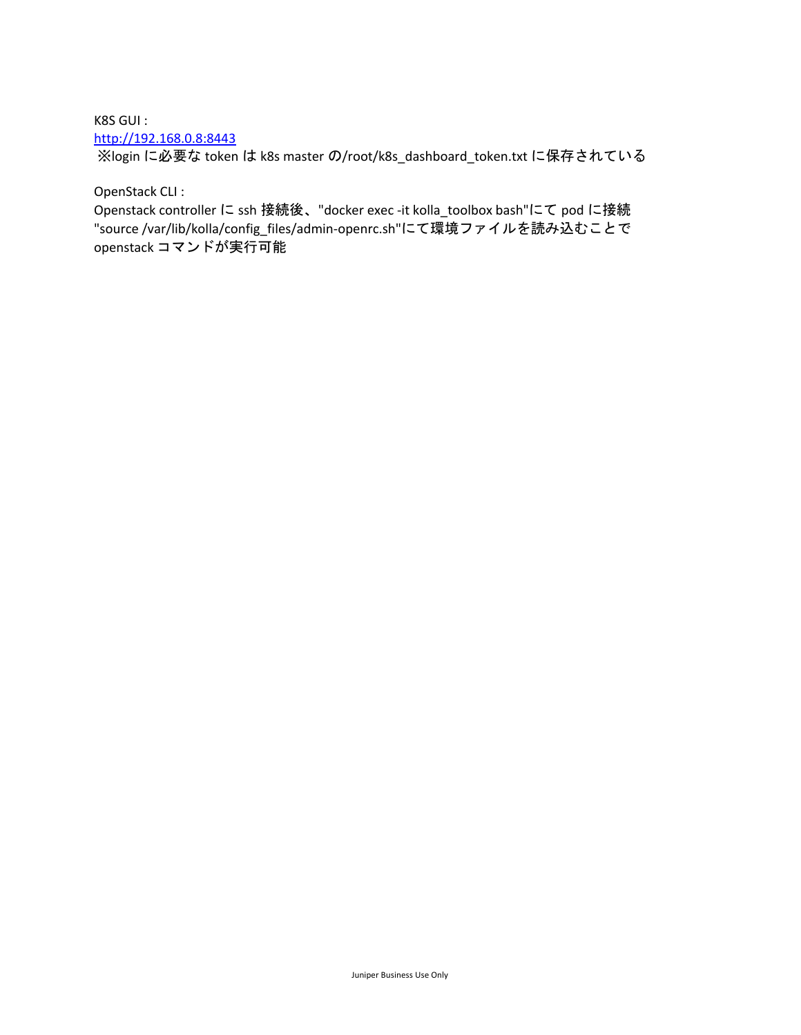K8S GUI :
http://192.168.0.8:8443
※login に必要な token は k8s master の/root/k8s_dashboard_token.txt に保存されている

OpenStack CLI :
Openstack controller に ssh 接続後、"docker exec -it kolla_toolbox bash"にて pod に接続
"source /var/lib/kolla/config_files/admin-openrc.sh"にて環境ファイルを読み込むことで
openstack コマンドが実行可能